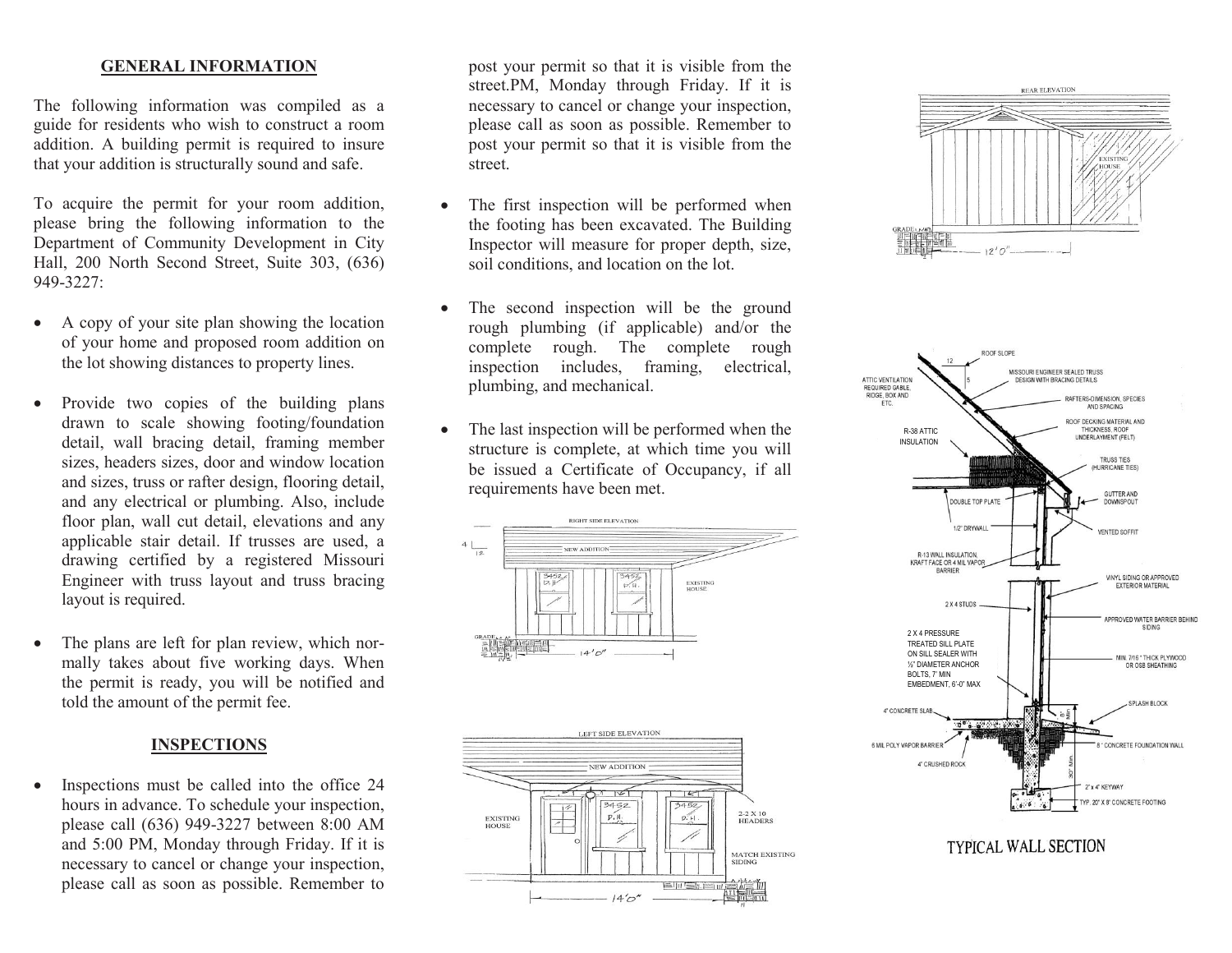## GENERAL INFORMATION

The following information was compiled as a guide for residents who wish to construct a room addition. A building permit is required to insure that your addition is structurally sound and safe.

To acquire the permit for your room addition, please bring the following information to the Department of Community Development in City Hall, 200 North Second Street, Suite 303, (636) 949-3227:

- A copy of your site plan showing the location of your home and proposed room addition on the lot showing distances to property lines.
- Provide two copies of the building plans drawn to scale showing footing/foundation detail, wall bracing detail, framing member sizes, headers sizes, door and window location and sizes, truss or rafter design, flooring detail, and any electrical or plumbing. Also, include floor plan, wall cut detail, elevations and any applicable stair detail. If trusses are used, a drawing certified by a registered Missouri Engineer with truss layout and truss bracing layout is required.
- The plans are left for plan review, which normally takes about five working days. When the permit is ready, you will be notified and told the amount of the permit fee.

## INSPECTIONS

- Inspections must be called into the office 24 hours in advance. To schedule your inspection, please call (636) 949-3227 between 8:00 AM and 5:00 PM, Monday through Friday. If it is necessary to cancel or change your inspection, please call as soon as possible. Remember to post your permit so that it is visible from the street.PM, Monday through Friday. If it is necessary to cancel or change your inspection, please call as soon as possible. Remember to post your permit so that it is visible from the street.
- The first inspection will be performed when the footing has been excavated. The Building Inspector will measure for proper depth, size, soil conditions, and location on the lot.
- The second inspection will be the ground rough plumbing (if applicable) and/or the complete rough. The complete rough inspection includes, framing, electrical, plumbing, and mechanical.
- The last inspection will be performed when the structure is complete, at which time you will be issued a Certificate of Occupancy, if all requirements have been met.

RIGHT SIDE ELEVATION

LEFT SIDE ELEVATION

REAR ELEVATION

TYPICAL WALL SECTION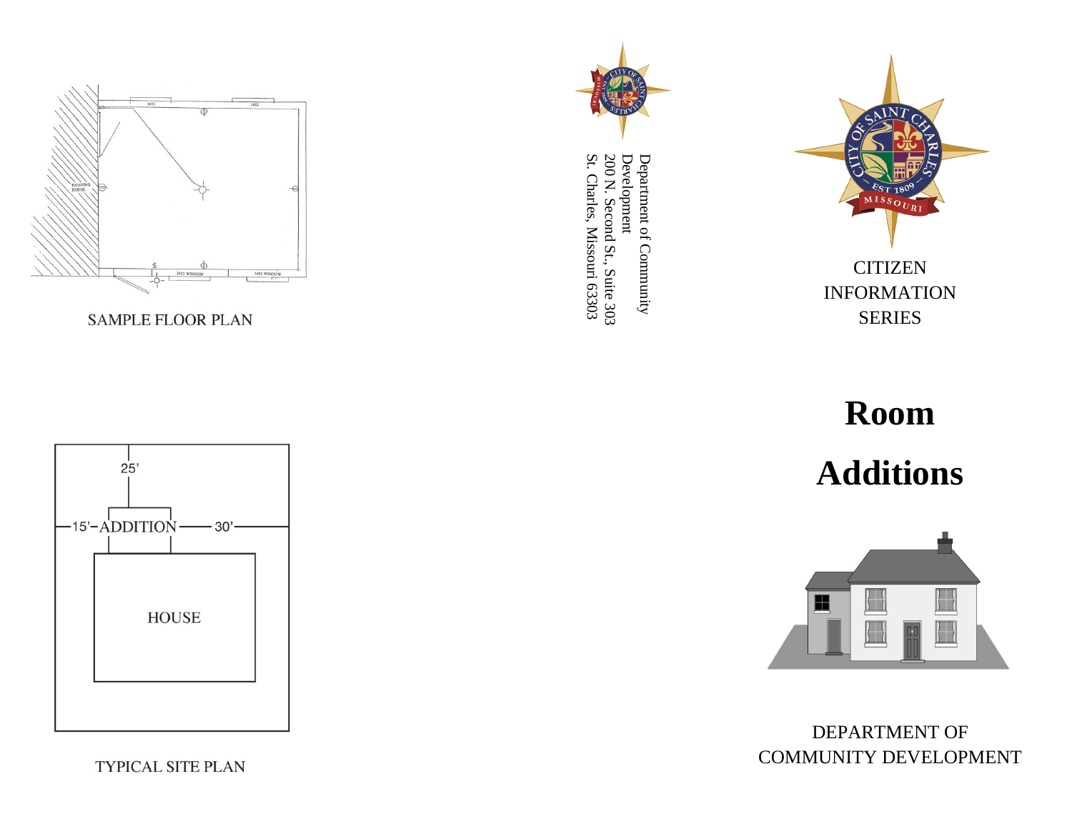SAMPLE FLOOR PLAN

25'

15'

ADDITION

30'

HOUSE

TYPICAL SITE PLAN

Department of Community Development
200 N. Second St., Suite 303
St. Charles, Missouri 63303

CITIZEN INFORMATION SERIES

# Room Additions

DEPARTMENT OF COMMUNITY DEVELOPMENT